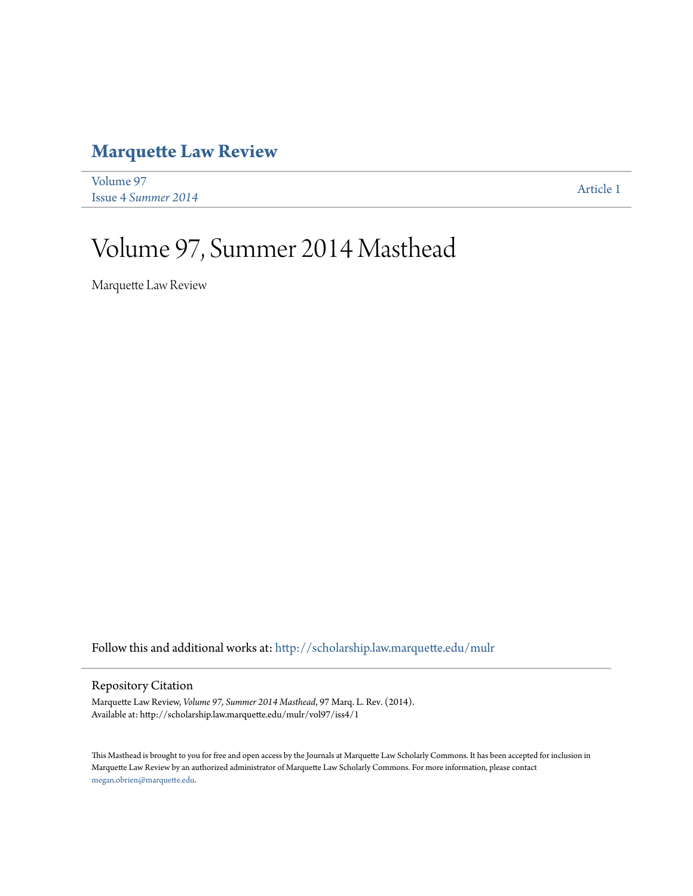# Marquette Law Review

Volume 97
Issue 4 *Summer 2014*

Article 1

# Volume 97, Summer 2014 Masthead

Marquette Law Review

Follow this and additional works at: http://scholarship.law.marquette.edu/mulr

## Repository Citation

Marquette Law Review, *Volume 97, Summer 2014 Masthead*, 97 Marq. L. Rev. (2014).
Available at: http://scholarship.law.marquette.edu/mulr/vol97/iss4/1

This Masthead is brought to you for free and open access by the Journals at Marquette Law Scholarly Commons. It has been accepted for inclusion in Marquette Law Review by an authorized administrator of Marquette Law Scholarly Commons. For more information, please contact megan.obrien@marquette.edu.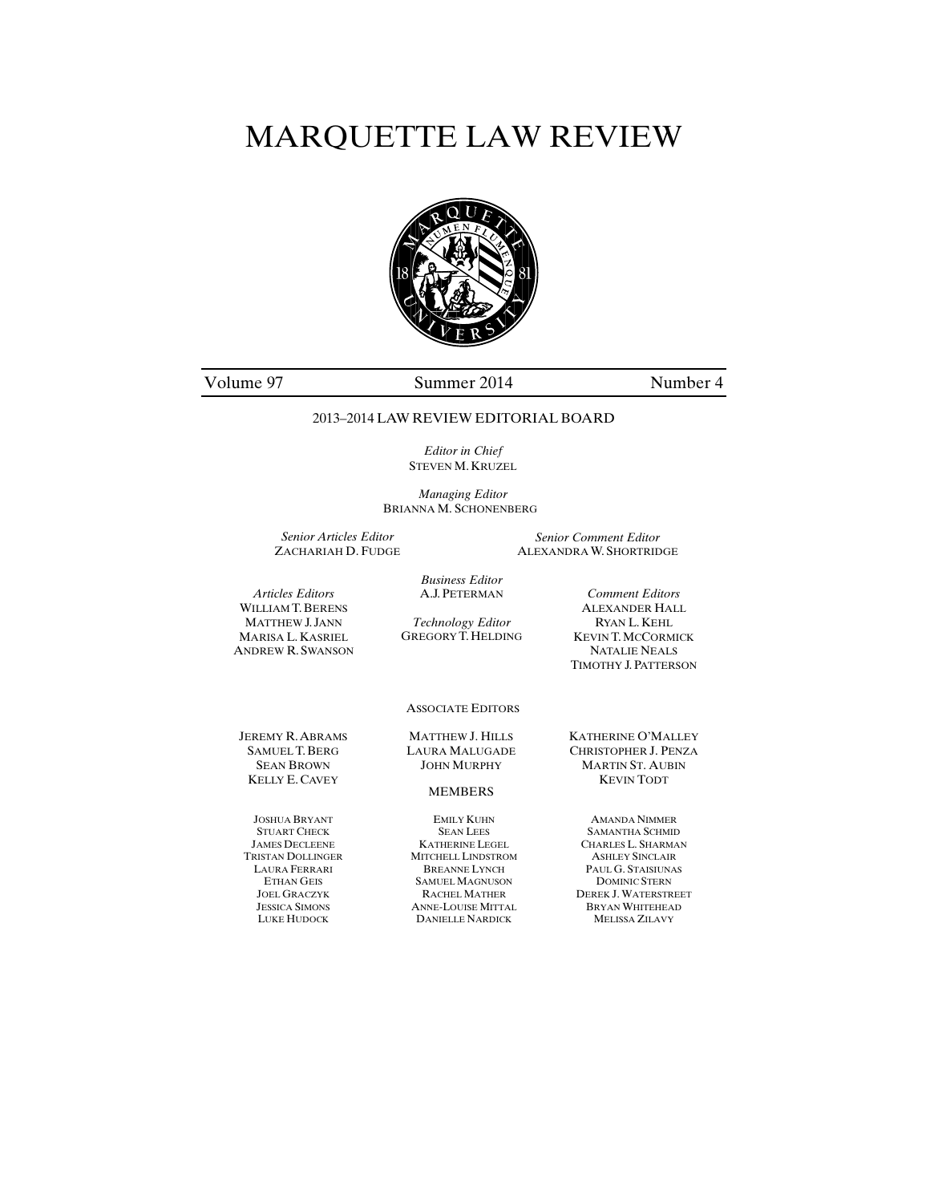# MARQUETTE LAW REVIEW

Volume 97 | Summer 2014 | Number 4

## 2013–2014 LAW REVIEW EDITORIAL BOARD

*Editor in Chief*
STEVEN M. KRUZEL

*Managing Editor*
BRIANNA M. SCHONENBERG

*Senior Articles Editor*
ZACHARIAH D. FUDGE

*Senior Comment Editor*
ALEXANDRA W. SHORTRIDGE

*Articles Editors*
WILLIAM T. BERENS
MATTHEW J. JANN
MARISA L. KASRIEL
ANDREW R. SWANSON

*Business Editor*
A.J. PETERMAN

*Technology Editor*
GREGORY T. HELDING

*Comment Editors*
ALEXANDER HALL
RYAN L. KEHL
KEVIN T. MCCORMICK
NATALIE NEALS
TIMOTHY J. PATTERSON

### ASSOCIATE EDITORS

JEREMY R. ABRAMS
SAMUEL T. BERG
SEAN BROWN
KELLY E. CAVEY
MATTHEW J. HILLS
LAURA MALUGADE
JOHN MURPHY
KATHERINE O'MALLEY
CHRISTOPHER J. PENZA
MARTIN ST. AUBIN
KEVIN TODT

### MEMBERS

JOSHUA BRYANT
STUART CHECK
JAMES DECLEENE
TRISTAN DOLLINGER
LAURA FERRARI
ETHAN GEIS
JOEL GRACZYK
JESSICA SIMONS
LUKE HUDOCK
EMILY KUHN
SEAN LEES
KATHERINE LEGEL
MITCHELL LINDSTROM
BREANNE LYNCH
SAMUEL MAGNUSON
RACHEL MATHER
ANNE-LOUISE MITTAL
DANIELLE NARDICK
AMANDA NIMMER
SAMANTHA SCHMID
CHARLES L. SHARMAN
ASHLEY SINCLAIR
PAUL G. STAISIUNAS
DOMINIC STERN
DEREK J. WATERSTREET
BRYAN WHITEHEAD
MELISSA ZILAVY